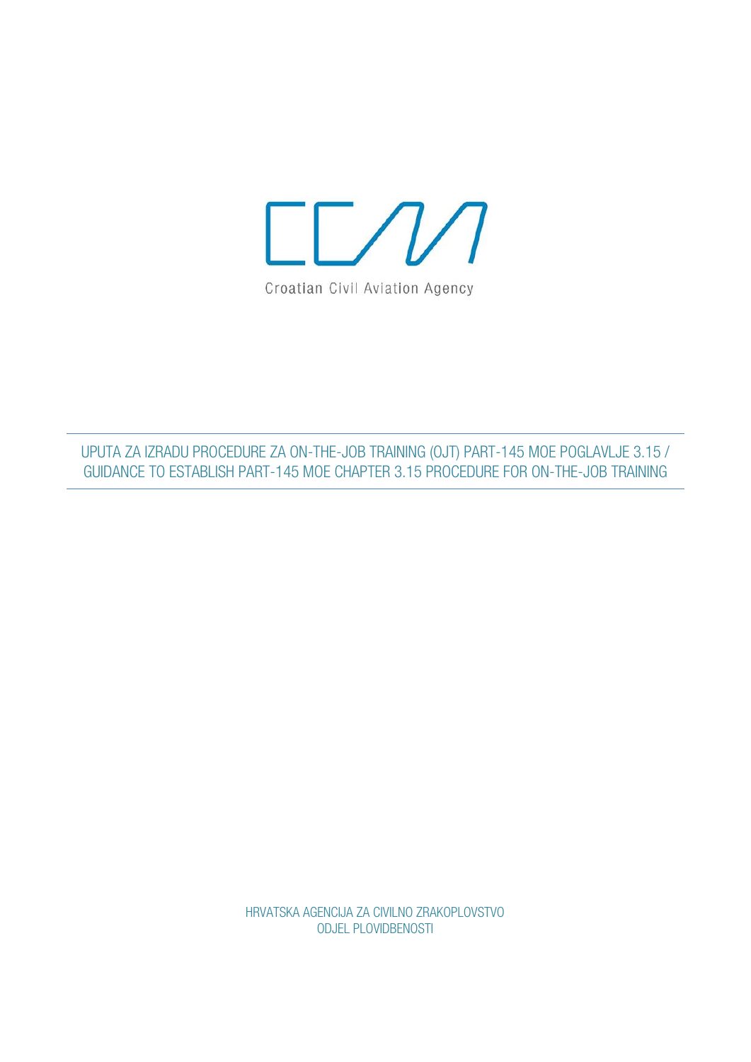Croatian Civil Aviation Agency

# UPUTA ZA IZRADU PROCEDURE ZA ON-THE-JOB TRAINING (OJT) PART-145 MOE POGLAVLJE 3.15 / GUIDANCE TO ESTABLISH PART-145 MOE CHAPTER 3.15 PROCEDURE FOR ON-THE-JOB TRAINING

HRVATSKA AGENCIJA ZA CIVILNO ZRAKOPLOVSTVO
ODJEL PLOVIDBENOSTI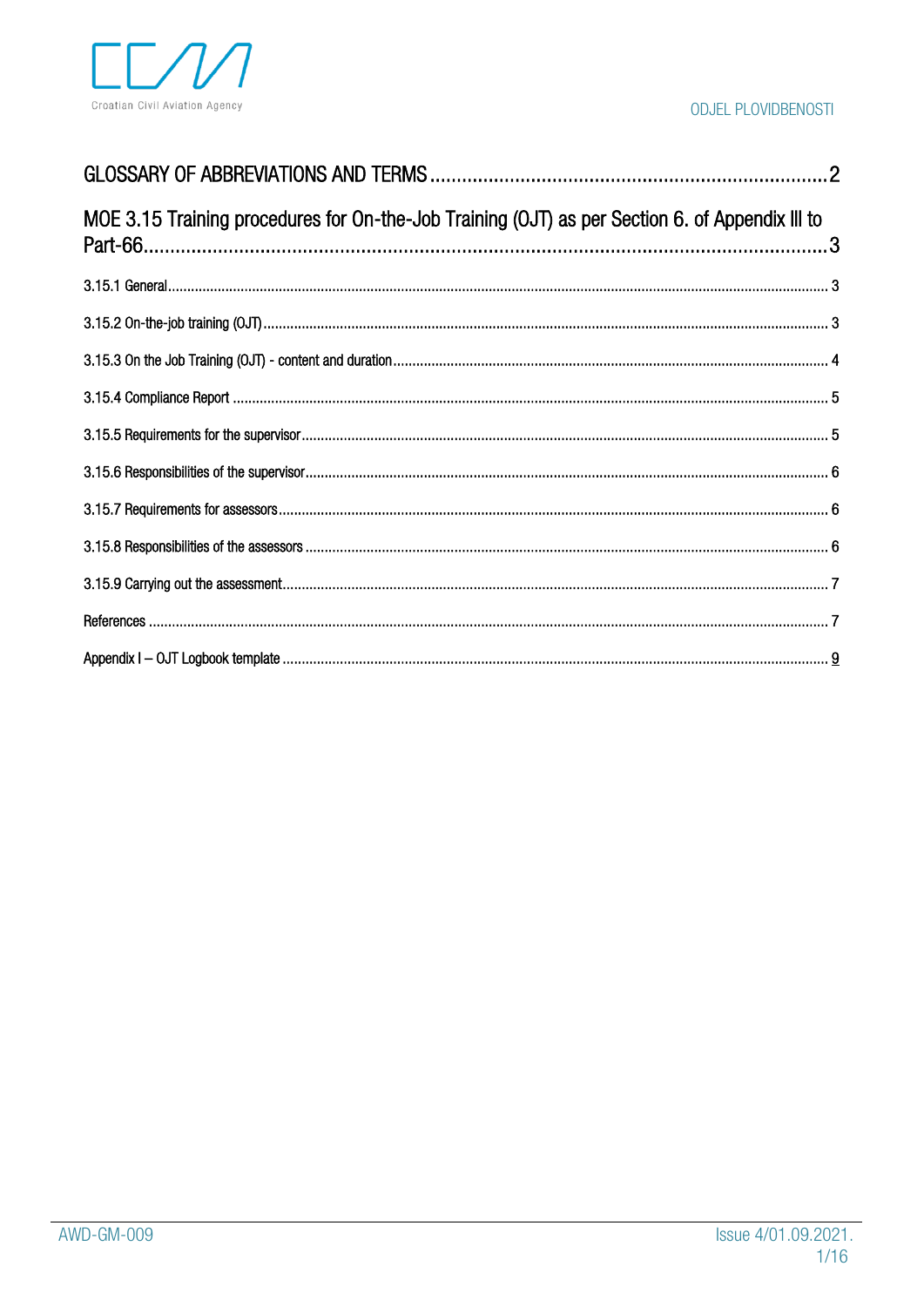GLOSSARY OF ABBREVIATIONS AND TERMS ........................................................................ 2

MOE 3.15 Training procedures for On-the-Job Training (OJT) as per Section 6. of Appendix III to Part-66........................................................................................................................ 3

3.15.1 General........................................................................................................................ 3

3.15.2 On-the-job training (OJT) ............................................................................................. 3

3.15.3 On the Job Training (OJT) - content and duration ........................................................ 4

3.15.4 Compliance Report ...................................................................................................... 5

3.15.5 Requirements for the supervisor.................................................................................. 5

3.15.6 Responsibilities of the supervisor................................................................................. 6

3.15.7 Requirements for assessors......................................................................................... 6

3.15.8 Responsibilities of the assessors ................................................................................. 6

3.15.9 Carrying out the assessment........................................................................................ 7

References ......................................................................................................................... 7

Appendix I – OJT Logbook template .................................................................................... 9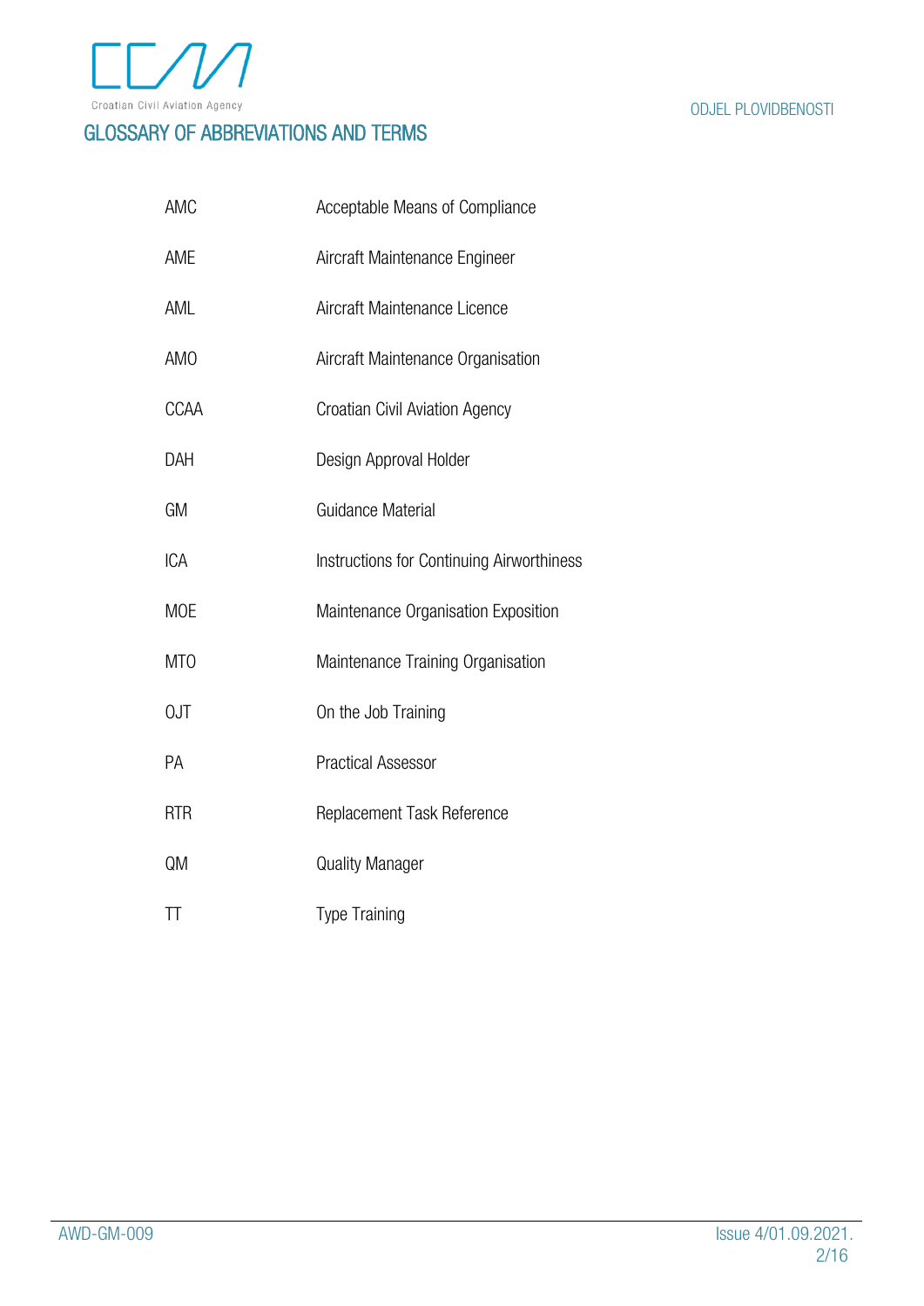# GLOSSARY OF ABBREVIATIONS AND TERMS

| | |
|---|---|
| AMC | Acceptable Means of Compliance |
| AME | Aircraft Maintenance Engineer |
| AML | Aircraft Maintenance Licence |
| AMO | Aircraft Maintenance Organisation |
| CCAA | Croatian Civil Aviation Agency |
| DAH | Design Approval Holder |
| GM | Guidance Material |
| ICA | Instructions for Continuing Airworthiness |
| MOE | Maintenance Organisation Exposition |
| MTO | Maintenance Training Organisation |
| OJT | On the Job Training |
| PA | Practical Assessor |
| RTR | Replacement Task Reference |
| QM | Quality Manager |
| TT | Type Training |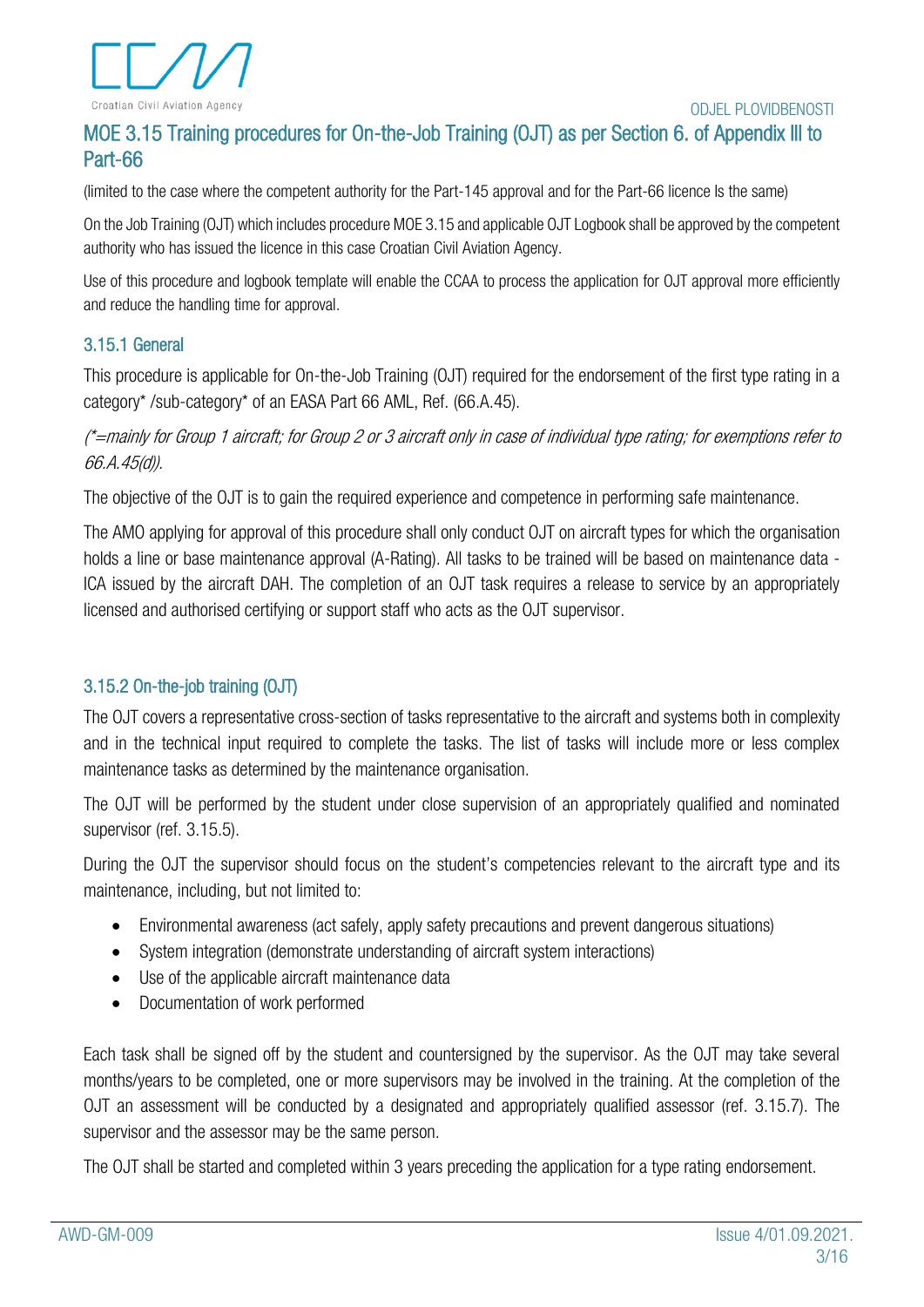## MOE 3.15 Training procedures for On-the-Job Training (OJT) as per Section 6. of Appendix III to Part-66

(limited to the case where the competent authority for the Part-145 approval and for the Part-66 licence Is the same)

On the Job Training (OJT) which includes procedure MOE 3.15 and applicable OJT Logbook shall be approved by the competent authority who has issued the licence in this case Croatian Civil Aviation Agency.

Use of this procedure and logbook template will enable the CCAA to process the application for OJT approval more efficiently and reduce the handling time for approval.

### 3.15.1 General

This procedure is applicable for On-the-Job Training (OJT) required for the endorsement of the first type rating in a category* /sub-category* of an EASA Part 66 AML, Ref. (66.A.45).

*(*=mainly for Group 1 aircraft; for Group 2 or 3 aircraft only in case of individual type rating; for exemptions refer to 66.A.45(d)).*

The objective of the OJT is to gain the required experience and competence in performing safe maintenance.

The AMO applying for approval of this procedure shall only conduct OJT on aircraft types for which the organisation holds a line or base maintenance approval (A-Rating). All tasks to be trained will be based on maintenance data - ICA issued by the aircraft DAH. The completion of an OJT task requires a release to service by an appropriately licensed and authorised certifying or support staff who acts as the OJT supervisor.

### 3.15.2 On-the-job training (OJT)

The OJT covers a representative cross-section of tasks representative to the aircraft and systems both in complexity and in the technical input required to complete the tasks. The list of tasks will include more or less complex maintenance tasks as determined by the maintenance organisation.

The OJT will be performed by the student under close supervision of an appropriately qualified and nominated supervisor (ref. 3.15.5).

During the OJT the supervisor should focus on the student's competencies relevant to the aircraft type and its maintenance, including, but not limited to:

- Environmental awareness (act safely, apply safety precautions and prevent dangerous situations)
- System integration (demonstrate understanding of aircraft system interactions)
- Use of the applicable aircraft maintenance data
- Documentation of work performed

Each task shall be signed off by the student and countersigned by the supervisor. As the OJT may take several months/years to be completed, one or more supervisors may be involved in the training. At the completion of the OJT an assessment will be conducted by a designated and appropriately qualified assessor (ref. 3.15.7). The supervisor and the assessor may be the same person.

The OJT shall be started and completed within 3 years preceding the application for a type rating endorsement.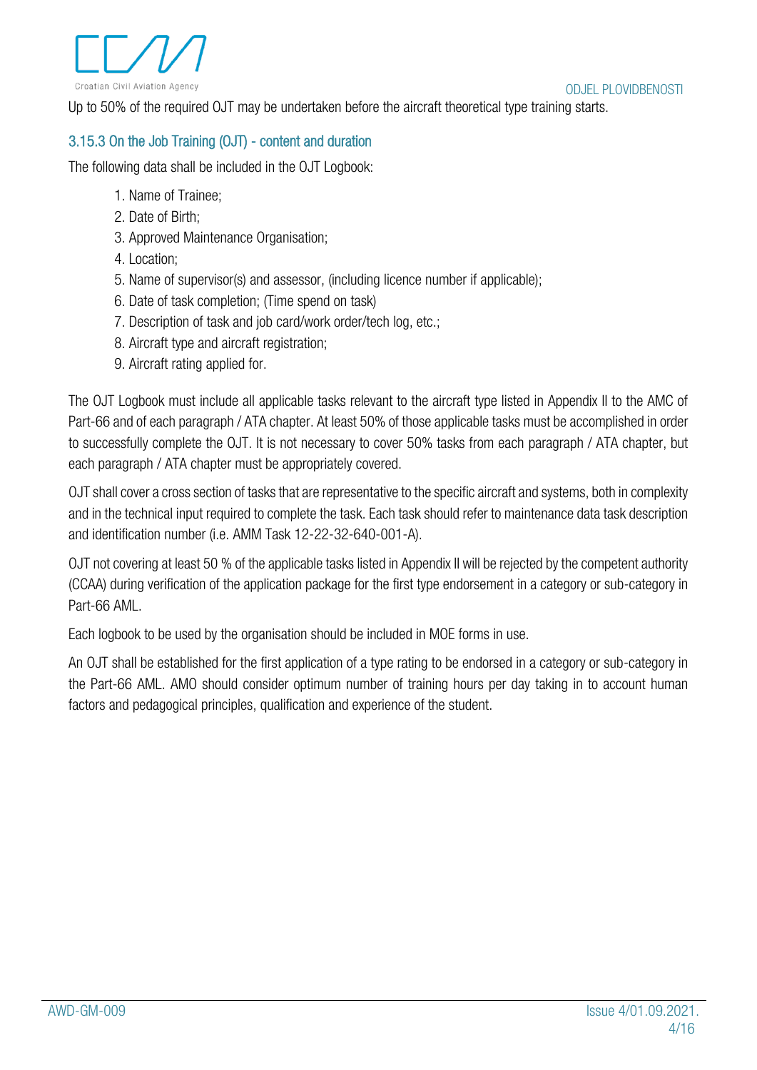Up to 50% of the required OJT may be undertaken before the aircraft theoretical type training starts.

### 3.15.3 On the Job Training (OJT) - content and duration

The following data shall be included in the OJT Logbook:

1. Name of Trainee;
2. Date of Birth;
3. Approved Maintenance Organisation;
4. Location;
5. Name of supervisor(s) and assessor, (including licence number if applicable);
6. Date of task completion; (Time spend on task)
7. Description of task and job card/work order/tech log, etc.;
8. Aircraft type and aircraft registration;
9. Aircraft rating applied for.

The OJT Logbook must include all applicable tasks relevant to the aircraft type listed in Appendix II to the AMC of Part-66 and of each paragraph / ATA chapter. At least 50% of those applicable tasks must be accomplished in order to successfully complete the OJT. It is not necessary to cover 50% tasks from each paragraph / ATA chapter, but each paragraph / ATA chapter must be appropriately covered.

OJT shall cover a cross section of tasks that are representative to the specific aircraft and systems, both in complexity and in the technical input required to complete the task. Each task should refer to maintenance data task description and identification number (i.e. AMM Task 12-22-32-640-001-A).

OJT not covering at least 50 % of the applicable tasks listed in Appendix II will be rejected by the competent authority (CCAA) during verification of the application package for the first type endorsement in a category or sub-category in Part-66 AML.

Each logbook to be used by the organisation should be included in MOE forms in use.

An OJT shall be established for the first application of a type rating to be endorsed in a category or sub-category in the Part-66 AML. AMO should consider optimum number of training hours per day taking in to account human factors and pedagogical principles, qualification and experience of the student.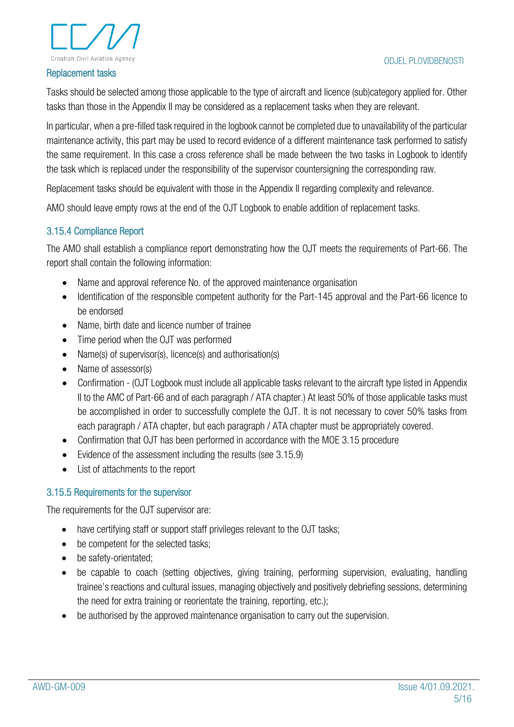### Replacement tasks

Tasks should be selected among those applicable to the type of aircraft and licence (sub)category applied for. Other tasks than those in the Appendix II may be considered as a replacement tasks when they are relevant.

In particular, when a pre-filled task required in the logbook cannot be completed due to unavailability of the particular maintenance activity, this part may be used to record evidence of a different maintenance task performed to satisfy the same requirement. In this case a cross reference shall be made between the two tasks in Logbook to identify the task which is replaced under the responsibility of the supervisor countersigning the corresponding raw.

Replacement tasks should be equivalent with those in the Appendix II regarding complexity and relevance.

AMO should leave empty rows at the end of the OJT Logbook to enable addition of replacement tasks.

### 3.15.4 Compliance Report

The AMO shall establish a compliance report demonstrating how the OJT meets the requirements of Part-66. The report shall contain the following information:

- Name and approval reference No. of the approved maintenance organisation
- Identification of the responsible competent authority for the Part-145 approval and the Part-66 licence to be endorsed
- Name, birth date and licence number of trainee
- Time period when the OJT was performed
- Name(s) of supervisor(s), licence(s) and authorisation(s)
- Name of assessor(s)
- Confirmation - (OJT Logbook must include all applicable tasks relevant to the aircraft type listed in Appendix II to the AMC of Part-66 and of each paragraph / ATA chapter.) At least 50% of those applicable tasks must be accomplished in order to successfully complete the OJT. It is not necessary to cover 50% tasks from each paragraph / ATA chapter, but each paragraph / ATA chapter must be appropriately covered.
- Confirmation that OJT has been performed in accordance with the MOE 3.15 procedure
- Evidence of the assessment including the results (see 3.15.9)
- List of attachments to the report

### 3.15.5 Requirements for the supervisor

The requirements for the OJT supervisor are:

- have certifying staff or support staff privileges relevant to the OJT tasks;
- be competent for the selected tasks;
- be safety-orientated;
- be capable to coach (setting objectives, giving training, performing supervision, evaluating, handling trainee's reactions and cultural issues, managing objectively and positively debriefing sessions, determining the need for extra training or reorientate the training, reporting, etc.);
- be authorised by the approved maintenance organisation to carry out the supervision.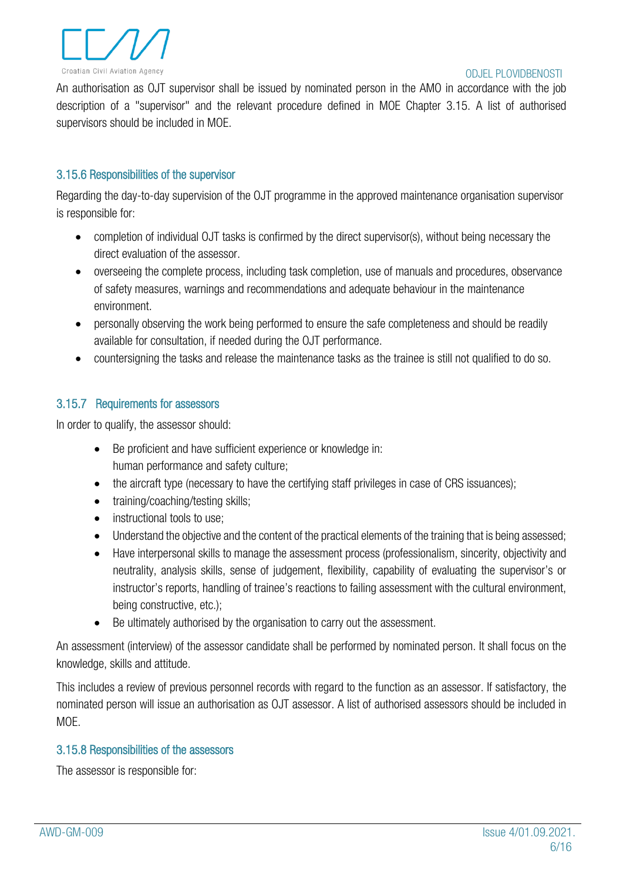An authorisation as OJT supervisor shall be issued by nominated person in the AMO in accordance with the job description of a "supervisor" and the relevant procedure defined in MOE Chapter 3.15. A list of authorised supervisors should be included in MOE.

### 3.15.6 Responsibilities of the supervisor

Regarding the day-to-day supervision of the OJT programme in the approved maintenance organisation supervisor is responsible for:

- completion of individual OJT tasks is confirmed by the direct supervisor(s), without being necessary the direct evaluation of the assessor.
- overseeing the complete process, including task completion, use of manuals and procedures, observance of safety measures, warnings and recommendations and adequate behaviour in the maintenance environment.
- personally observing the work being performed to ensure the safe completeness and should be readily available for consultation, if needed during the OJT performance.
- countersigning the tasks and release the maintenance tasks as the trainee is still not qualified to do so.

### 3.15.7 Requirements for assessors

In order to qualify, the assessor should:

- Be proficient and have sufficient experience or knowledge in:
  human performance and safety culture;
- the aircraft type (necessary to have the certifying staff privileges in case of CRS issuances);
- training/coaching/testing skills;
- instructional tools to use;
- Understand the objective and the content of the practical elements of the training that is being assessed;
- Have interpersonal skills to manage the assessment process (professionalism, sincerity, objectivity and neutrality, analysis skills, sense of judgement, flexibility, capability of evaluating the supervisor's or instructor's reports, handling of trainee's reactions to failing assessment with the cultural environment, being constructive, etc.);
- Be ultimately authorised by the organisation to carry out the assessment.

An assessment (interview) of the assessor candidate shall be performed by nominated person. It shall focus on the knowledge, skills and attitude.

This includes a review of previous personnel records with regard to the function as an assessor. If satisfactory, the nominated person will issue an authorisation as OJT assessor. A list of authorised assessors should be included in MOE.

### 3.15.8 Responsibilities of the assessors

The assessor is responsible for: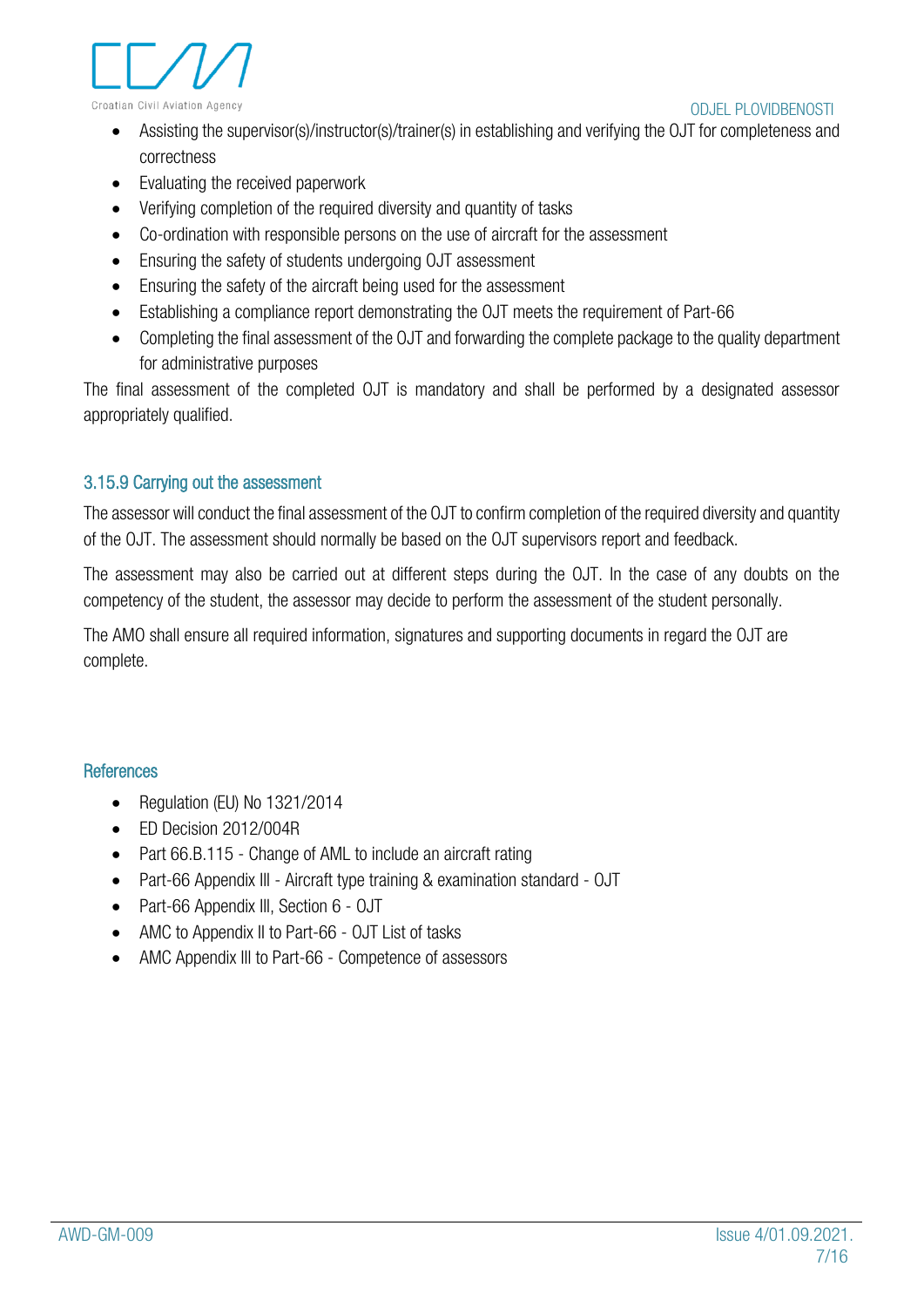- Assisting the supervisor(s)/instructor(s)/trainer(s) in establishing and verifying the OJT for completeness and correctness
- Evaluating the received paperwork
- Verifying completion of the required diversity and quantity of tasks
- Co-ordination with responsible persons on the use of aircraft for the assessment
- Ensuring the safety of students undergoing OJT assessment
- Ensuring the safety of the aircraft being used for the assessment
- Establishing a compliance report demonstrating the OJT meets the requirement of Part-66
- Completing the final assessment of the OJT and forwarding the complete package to the quality department for administrative purposes

The final assessment of the completed OJT is mandatory and shall be performed by a designated assessor appropriately qualified.

### 3.15.9 Carrying out the assessment

The assessor will conduct the final assessment of the OJT to confirm completion of the required diversity and quantity of the OJT. The assessment should normally be based on the OJT supervisors report and feedback.

The assessment may also be carried out at different steps during the OJT. In the case of any doubts on the competency of the student, the assessor may decide to perform the assessment of the student personally.

The AMO shall ensure all required information, signatures and supporting documents in regard the OJT are complete.

### References

- Regulation (EU) No 1321/2014
- ED Decision 2012/004R
- Part 66.B.115 - Change of AML to include an aircraft rating
- Part-66 Appendix III - Aircraft type training & examination standard - OJT
- Part-66 Appendix III, Section 6 - OJT
- AMC to Appendix II to Part-66 - OJT List of tasks
- AMC Appendix III to Part-66 - Competence of assessors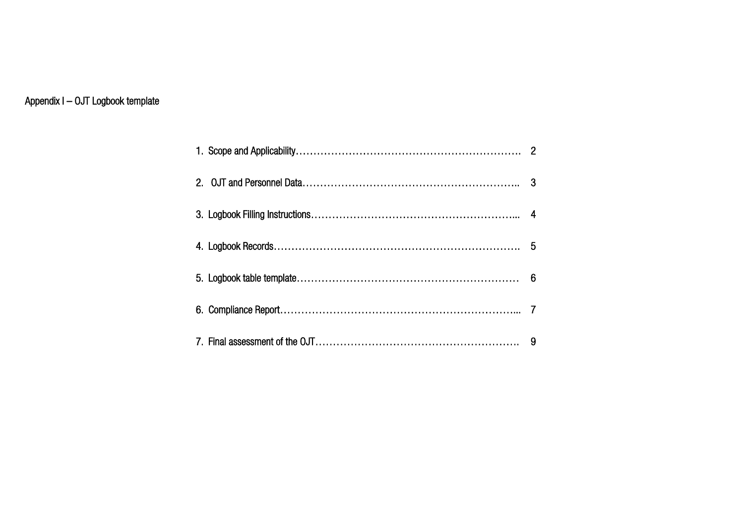# Appendix I – OJT Logbook template

1. Scope and Applicability………………………………………………………. 2
2. OJT and Personnel Data…………………………………………………….. 3
3. Logbook Filling Instructions…………………………………………………... 4
4. Logbook Records……………………………………………………………. 5
5. Logbook table template……………………………………………………… 6
6. Compliance Report…………………………………………………………... 7
7. Final assessment of the OJT………………………………………………. 9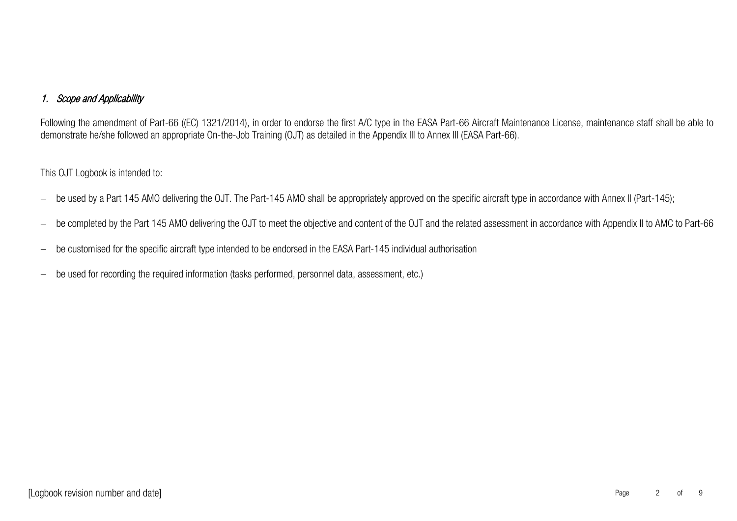## *1. Scope and Applicability*

Following the amendment of Part-66 ((EC) 1321/2014), in order to endorse the first A/C type in the EASA Part-66 Aircraft Maintenance License, maintenance staff shall be able to demonstrate he/she followed an appropriate On-the-Job Training (OJT) as detailed in the Appendix III to Annex III (EASA Part-66).

This OJT Logbook is intended to:

- be used by a Part 145 AMO delivering the OJT. The Part-145 AMO shall be appropriately approved on the specific aircraft type in accordance with Annex II (Part-145);
- be completed by the Part 145 AMO delivering the OJT to meet the objective and content of the OJT and the related assessment in accordance with Appendix II to AMC to Part-66
- be customised for the specific aircraft type intended to be endorsed in the EASA Part-145 individual authorisation
- be used for recording the required information (tasks performed, personnel data, assessment, etc.)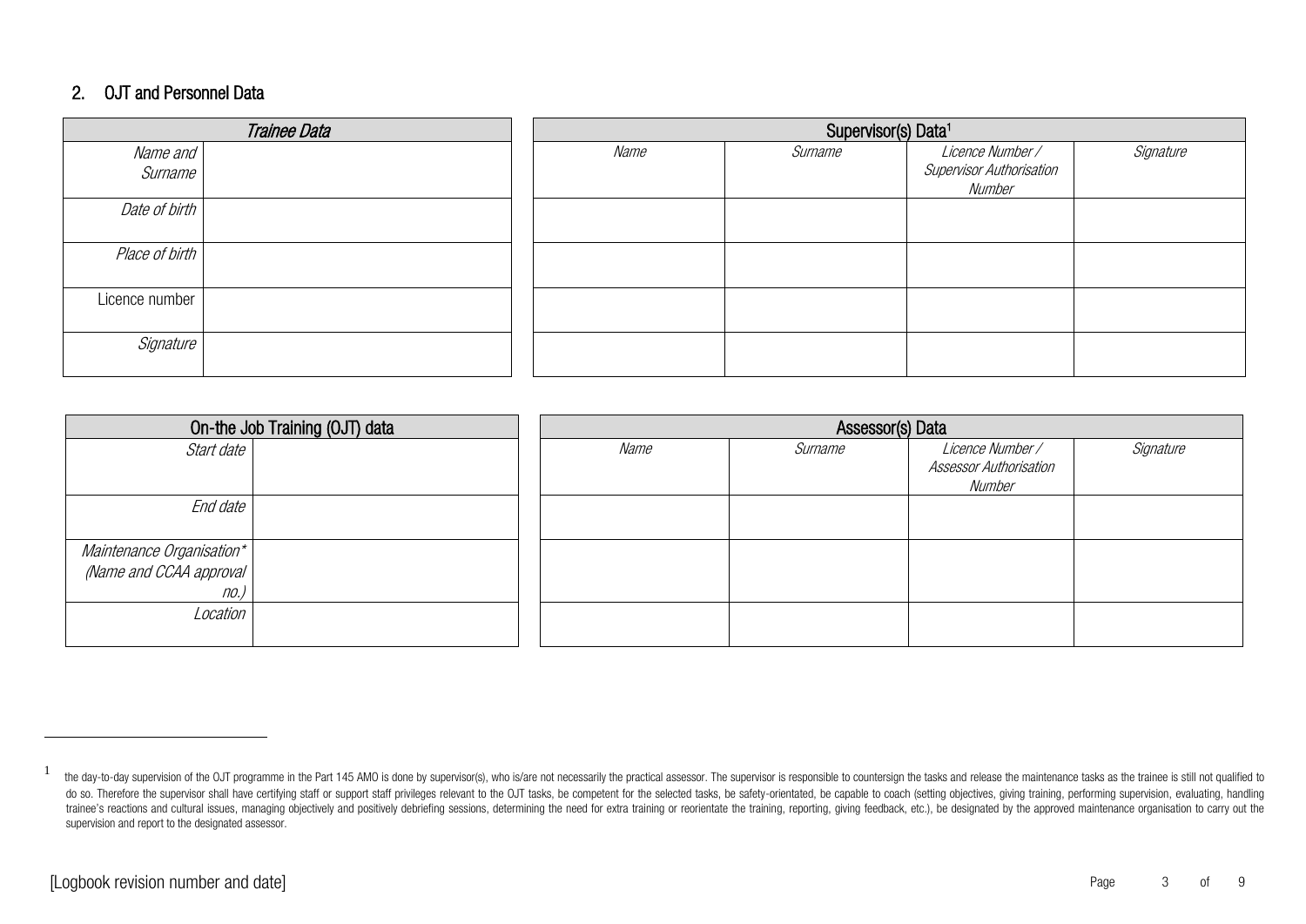## 2. OJT and Personnel Data

| *Trainee Data* | |
|---|---|
| *Name and Surname* | |
| *Date of birth* | |
| *Place of birth* | |
| Licence number | |
| *Signature* | |

| Supervisor(s) Data[1] | | | |
|---|---|---|---|
| *Name* | *Surname* | *Licence Number / Supervisor Authorisation Number* | *Signature* |
| | | | |
| | | | |
| | | | |
| | | | |

| On-the Job Training (OJT) data | |
|---|---|
| *Start date* | |
| *End date* | |
| *Maintenance Organisation\* (Name and CCAA approval no.)* | |
| *Location* | |

| Assessor(s) Data | | | |
|---|---|---|---|
| *Name* | *Surname* | *Licence Number / Assessor Authorisation Number* | *Signature* |
| | | | |
| | | | |
| | | | |

[1] the day-to-day supervision of the OJT programme in the Part 145 AMO is done by supervisor(s), who is/are not necessarily the practical assessor. The supervisor is responsible to countersign the tasks and release the maintenance tasks as the trainee is still not qualified to do so. Therefore the supervisor shall have certifying staff or support staff privileges relevant to the OJT tasks, be competent for the selected tasks, be safety-orientated, be capable to coach (setting objectives, giving training, performing supervision, evaluating, handling trainee's reactions and cultural issues, managing objectively and positively debriefing sessions, determining the need for extra training or reorientate the training, reporting, giving feedback, etc.), be designated by the approved maintenance organisation to carry out the supervision and report to the designated assessor.

[Logbook revision number and date]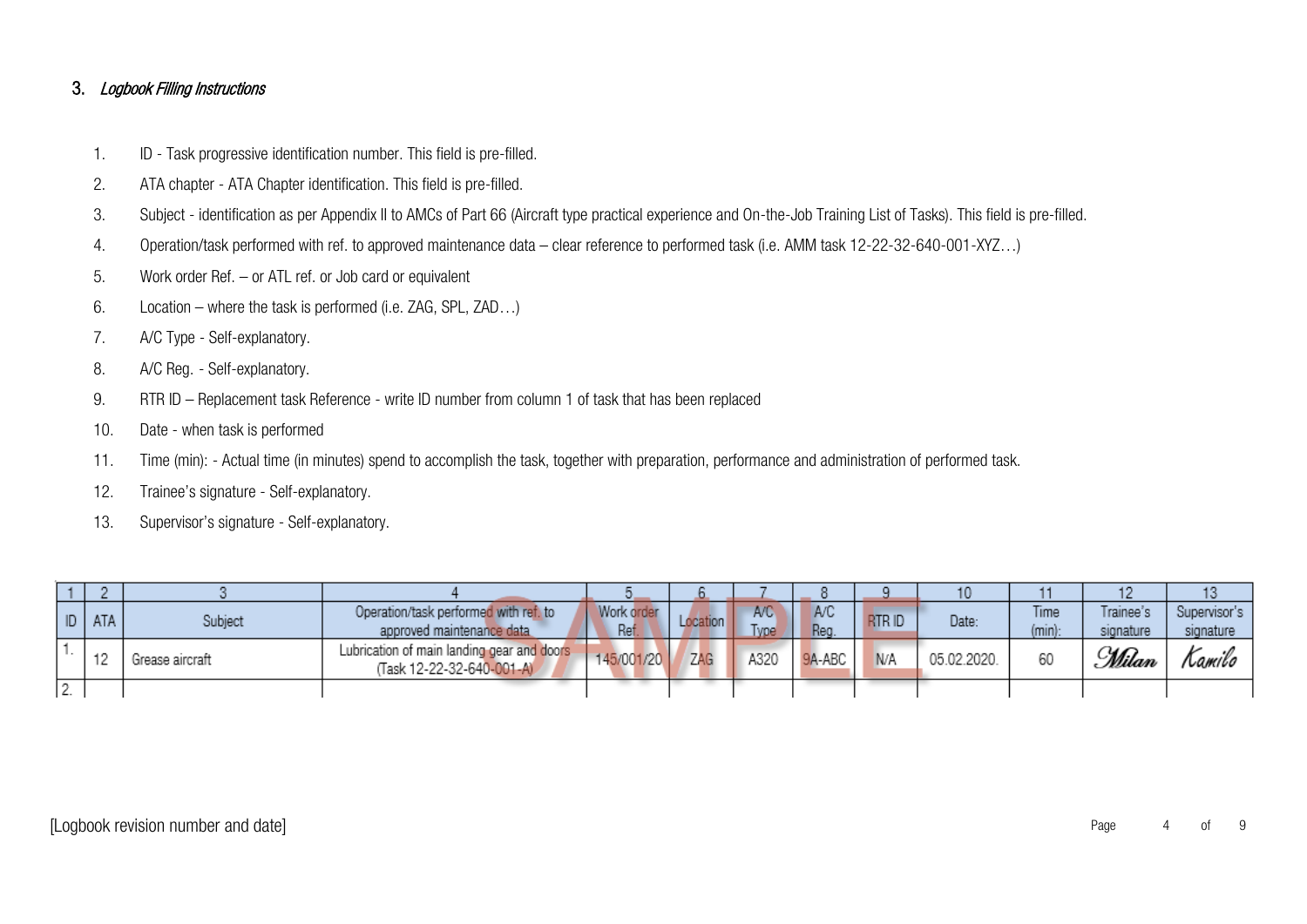## 3. *Logbook Filling Instructions*

1. ID - Task progressive identification number. This field is pre-filled.
2. ATA chapter - ATA Chapter identification. This field is pre-filled.
3. Subject - identification as per Appendix II to AMCs of Part 66 (Aircraft type practical experience and On-the-Job Training List of Tasks). This field is pre-filled.
4. Operation/task performed with ref. to approved maintenance data – clear reference to performed task (i.e. AMM task 12-22-32-640-001-XYZ…)
5. Work order Ref. – or ATL ref. or Job card or equivalent
6. Location – where the task is performed (i.e. ZAG, SPL, ZAD…)
7. A/C Type - Self-explanatory.
8. A/C Reg. - Self-explanatory.
9. RTR ID – Replacement task Reference - write ID number from column 1 of task that has been replaced
10. Date - when task is performed
11. Time (min): - Actual time (in minutes) spend to accomplish the task, together with preparation, performance and administration of performed task.
12. Trainee's signature - Self-explanatory.
13. Supervisor's signature - Self-explanatory.

| 1 | 2 | 3 | 4 | 5 | 6 | 7 | 8 | 9 | 10 | 11 | 12 | 13 |
|---|---|---|---|---|---|---|---|---|---|---|---|---|
| ID | ATA | Subject | Operation/task performed with ref. to approved maintenance data | Work order Ref. | Location | A/C Type | A/C Reg. | RTR ID | Date: | Time (min): | Trainee's signature | Supervisor's signature |
| 1. | 12 | Grease aircraft | Lubrication of main landing gear and doors (Task 12-22-32-640-001-A) | 145/001/20 | ZAG | A320 | 9A-ABC | N/A | 05.02.2020. | 60 | Milan | Kamilo |
| 2. | | | | | | | | | | | | |

SAMPLE

[Logbook revision number and date]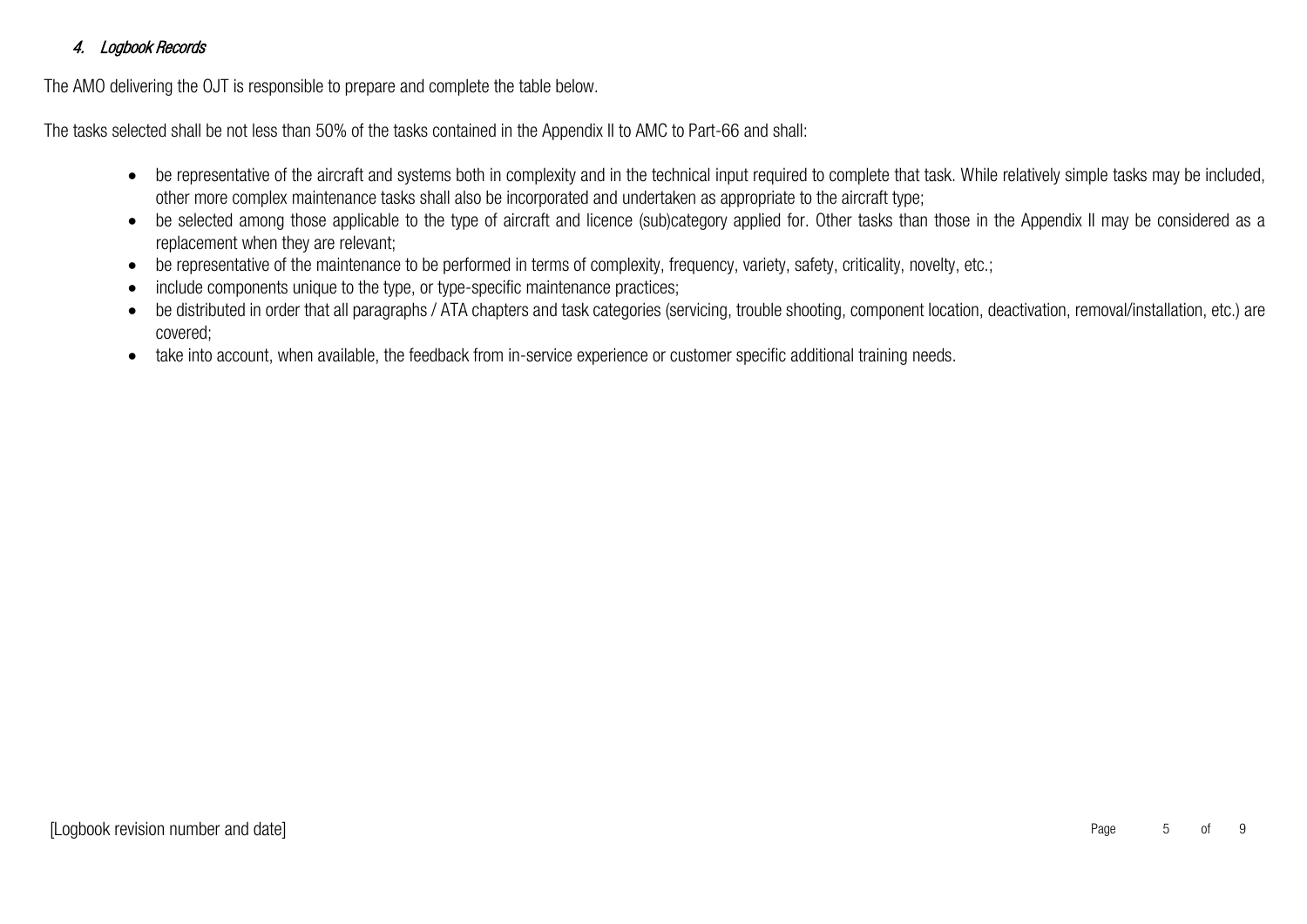### *4. Logbook Records*

The AMO delivering the OJT is responsible to prepare and complete the table below.

The tasks selected shall be not less than 50% of the tasks contained in the Appendix II to AMC to Part-66 and shall:

- be representative of the aircraft and systems both in complexity and in the technical input required to complete that task. While relatively simple tasks may be included, other more complex maintenance tasks shall also be incorporated and undertaken as appropriate to the aircraft type;
- be selected among those applicable to the type of aircraft and licence (sub)category applied for. Other tasks than those in the Appendix II may be considered as a replacement when they are relevant;
- be representative of the maintenance to be performed in terms of complexity, frequency, variety, safety, criticality, novelty, etc.;
- include components unique to the type, or type-specific maintenance practices;
- be distributed in order that all paragraphs / ATA chapters and task categories (servicing, trouble shooting, component location, deactivation, removal/installation, etc.) are covered;
- take into account, when available, the feedback from in-service experience or customer specific additional training needs.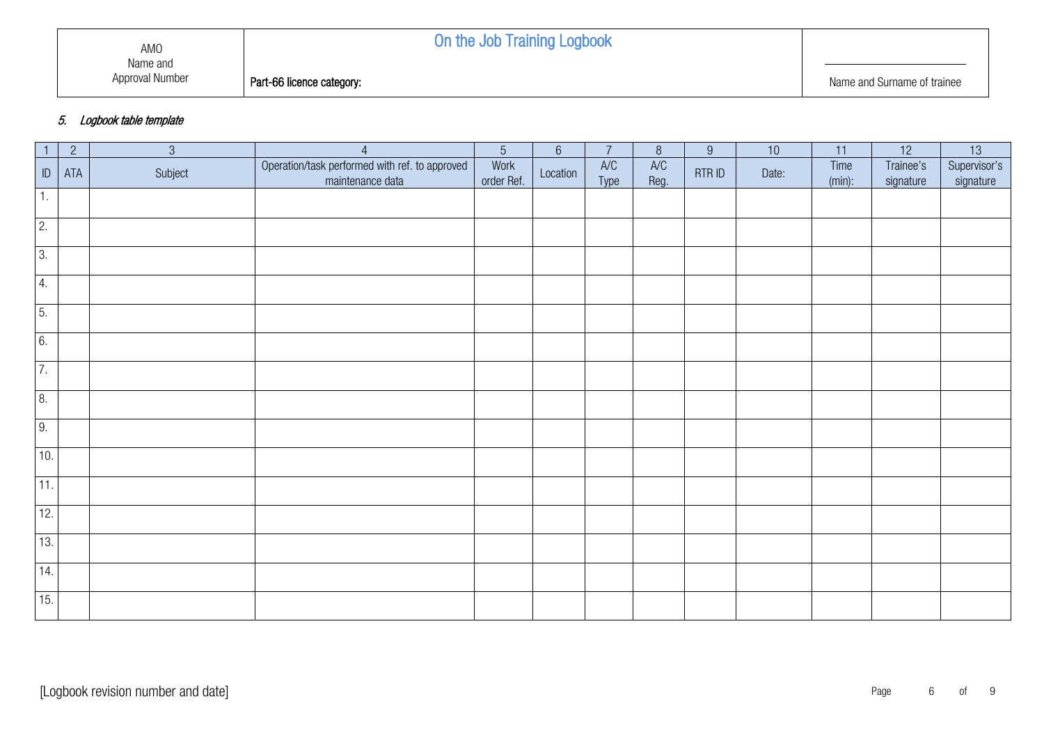| AMO Name and Approval Number | On the Job Training Logbook<br><br>Part-66 licence category: | Name and Surname of trainee |
|---|---|---|

### *5. Logbook table template*

| 1 | 2 | 3 | 4 | 5 | 6 | 7 | 8 | 9 | 10 | 11 | 12 | 13 |
|---|---|---|---|---|---|---|---|---|---|---|---|---|
| ID | ATA | Subject | Operation/task performed with ref. to approved maintenance data | Work order Ref. | Location | A/C Type | A/C Reg. | RTR ID | Date: | Time (min): | Trainee's signature | Supervisor's signature |
| 1. | | | | | | | | | | | | |
| 2. | | | | | | | | | | | | |
| 3. | | | | | | | | | | | | |
| 4. | | | | | | | | | | | | |
| 5. | | | | | | | | | | | | |
| 6. | | | | | | | | | | | | |
| 7. | | | | | | | | | | | | |
| 8. | | | | | | | | | | | | |
| 9. | | | | | | | | | | | | |
| 10. | | | | | | | | | | | | |
| 11. | | | | | | | | | | | | |
| 12. | | | | | | | | | | | | |
| 13. | | | | | | | | | | | | |
| 14. | | | | | | | | | | | | |
| 15. | | | | | | | | | | | | |

[Logbook revision number and date]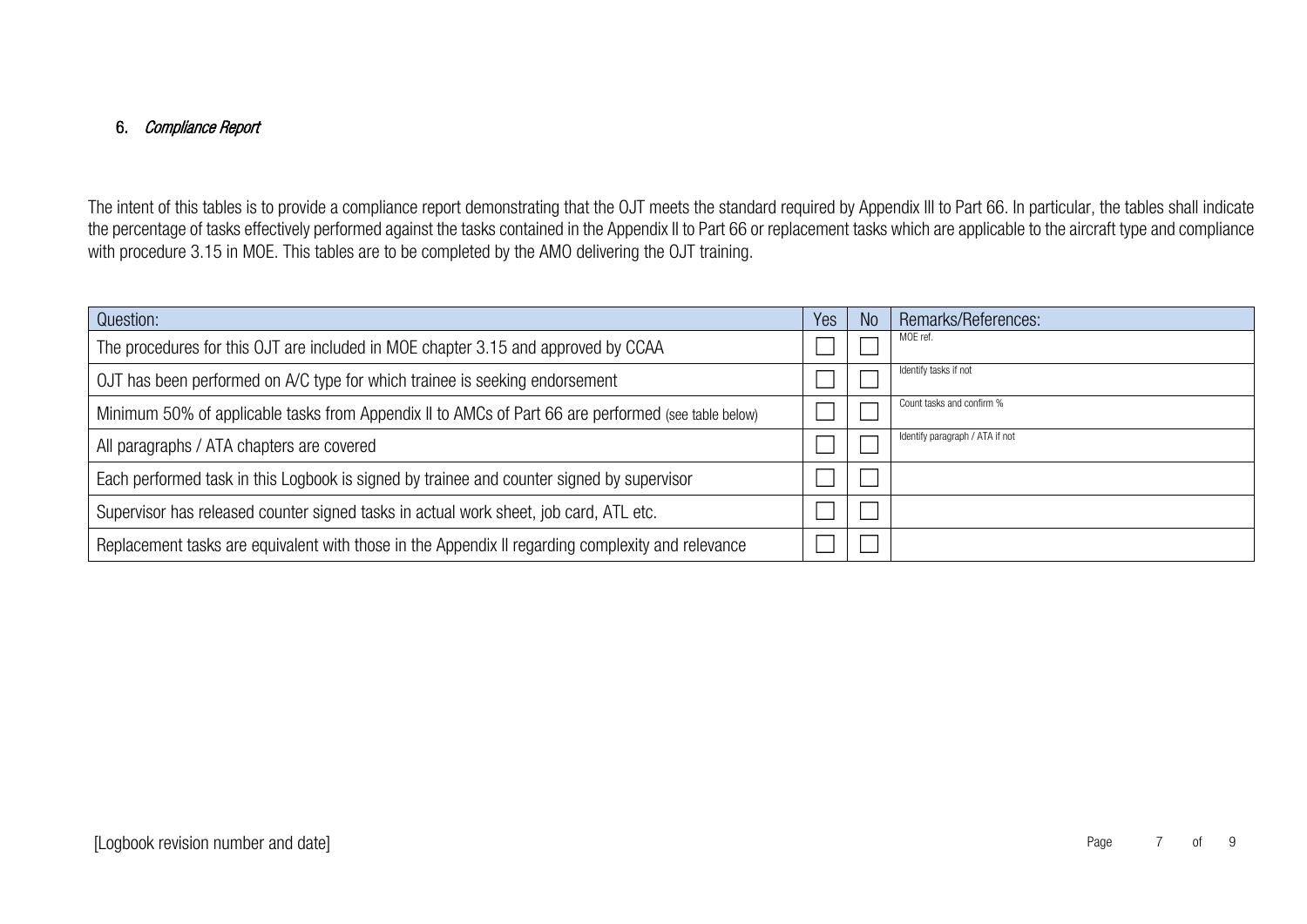## 6. *Compliance Report*

The intent of this tables is to provide a compliance report demonstrating that the OJT meets the standard required by Appendix III to Part 66. In particular, the tables shall indicate the percentage of tasks effectively performed against the tasks contained in the Appendix II to Part 66 or replacement tasks which are applicable to the aircraft type and compliance with procedure 3.15 in MOE. This tables are to be completed by the AMO delivering the OJT training.

| Question: | Yes | No | Remarks/References: |
|---|---|---|---|
| The procedures for this OJT are included in MOE chapter 3.15 and approved by CCAA | ☐ | ☐ | MOE ref. |
| OJT has been performed on A/C type for which trainee is seeking endorsement | ☐ | ☐ | Identify tasks if not |
| Minimum 50% of applicable tasks from Appendix II to AMCs of Part 66 are performed (see table below) | ☐ | ☐ | Count tasks and confirm % |
| All paragraphs / ATA chapters are covered | ☐ | ☐ | Identify paragraph / ATA if not |
| Each performed task in this Logbook is signed by trainee and counter signed by supervisor | ☐ | ☐ | |
| Supervisor has released counter signed tasks in actual work sheet, job card, ATL etc. | ☐ | ☐ | |
| Replacement tasks are equivalent with those in the Appendix II regarding complexity and relevance | ☐ | ☐ | |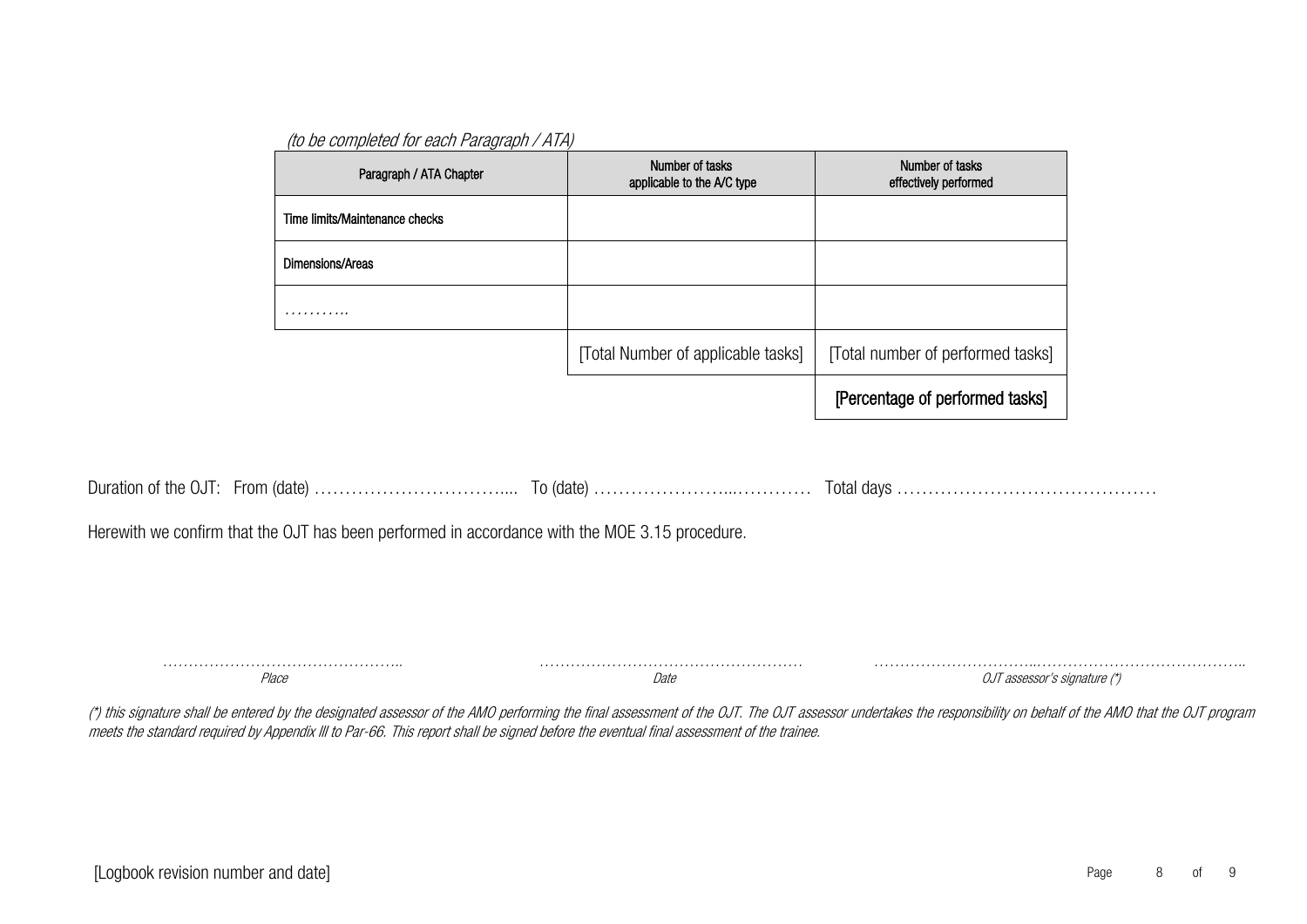*(to be completed for each Paragraph / ATA)*

| Paragraph / ATA Chapter | Number of tasks applicable to the A/C type | Number of tasks effectively performed |
|---|---|---|
| Time limits/Maintenance checks | | |
| Dimensions/Areas | | |
| ……….. | | |
| | [Total Number of applicable tasks] | [Total number of performed tasks] |
| | | [Percentage of performed tasks] |

Duration of the OJT: From (date) ………………………….... To (date) …………………...………… Total days ……………………………………

Herewith we confirm that the OJT has been performed in accordance with the MOE 3.15 procedure.

| ……………………………………….. | …………………………………………… | …………………………...………………………………….. |
|---|---|---|
| *Place* | *Date* | *OJT assessor's signature (\*)* |

*(\*) this signature shall be entered by the designated assessor of the AMO performing the final assessment of the OJT. The OJT assessor undertakes the responsibility on behalf of the AMO that the OJT program meets the standard required by Appendix III to Par-66. This report shall be signed before the eventual final assessment of the trainee.*

[Logbook revision number and date]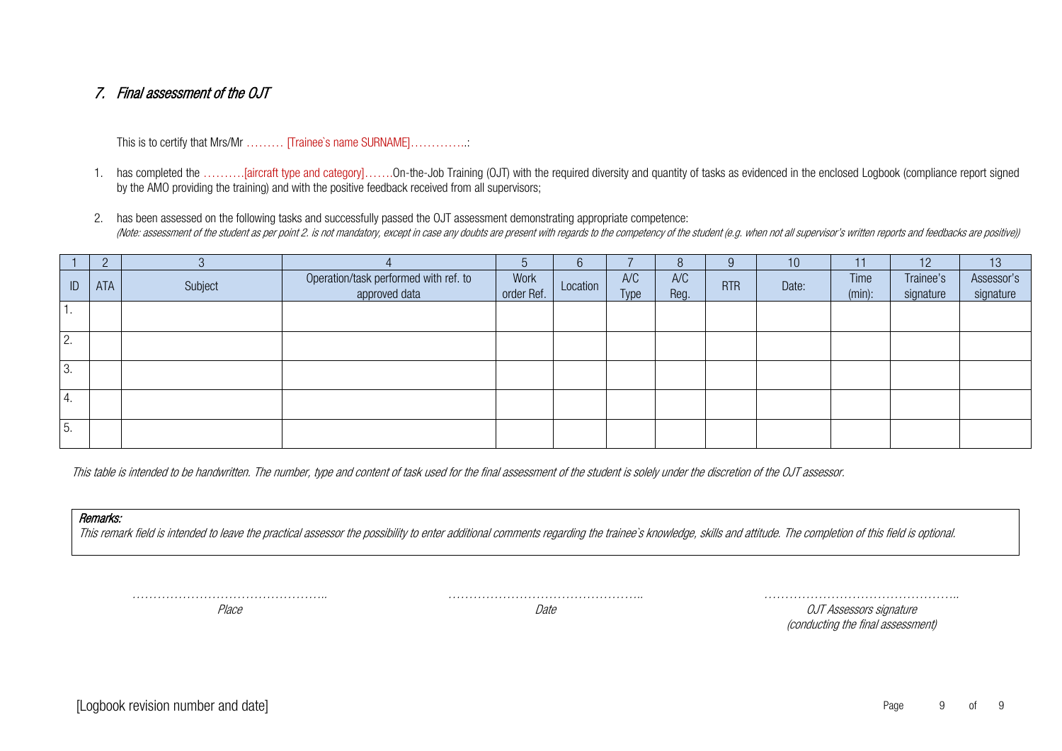## *7. Final assessment of the OJT*

This is to certify that Mrs/Mr ……… [Trainee`s name SURNAME]…………..:

1. has completed the ……….[aircraft type and category]…….On-the-Job Training (OJT) with the required diversity and quantity of tasks as evidenced in the enclosed Logbook (compliance report signed by the AMO providing the training) and with the positive feedback received from all supervisors;

2. has been assessed on the following tasks and successfully passed the OJT assessment demonstrating appropriate competence:
*(Note: assessment of the student as per point 2. is not mandatory, except in case any doubts are present with regards to the competency of the student (e.g. when not all supervisor's written reports and feedbacks are positive))*

| 1 | 2 | 3 | 4 | 5 | 6 | 7 | 8 | 9 | 10 | 11 | 12 | 13 |
|---|---|---|---|---|---|---|---|---|---|---|---|---|
| ID | ATA | Subject | Operation/task performed with ref. to approved data | Work order Ref. | Location | A/C Type | A/C Reg. | RTR | Date: | Time (min): | Trainee's signature | Assessor's signature |
| 1. | | | | | | | | | | | | |
| 2. | | | | | | | | | | | | |
| 3. | | | | | | | | | | | | |
| 4. | | | | | | | | | | | | |
| 5. | | | | | | | | | | | | |

*This table is intended to be handwritten. The number, type and content of task used for the final assessment of the student is solely under the discretion of the OJT assessor.*

***Remarks:***
*This remark field is intended to leave the practical assessor the possibility to enter additional comments regarding the trainee`s knowledge, skills and attitude. The completion of this field is optional.*

……………………………………….. ……………………………………….. ………………………………………..

*Place* *Date* *OJT Assessors signature (conducting the final assessment)*

[Logbook revision number and date]